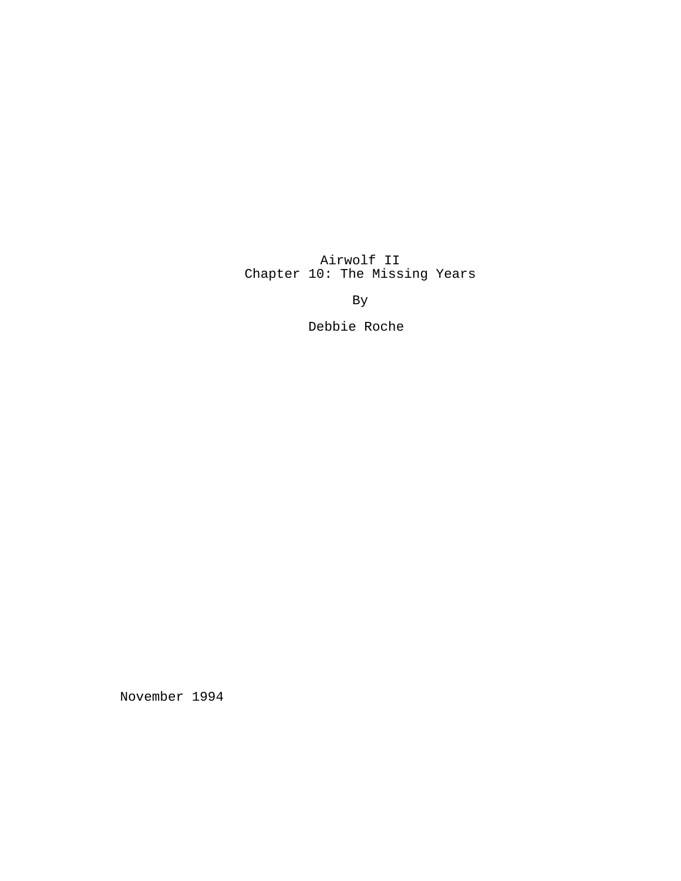# Airwolf II
## Chapter 10: The Missing Years

By

Debbie Roche

November 1994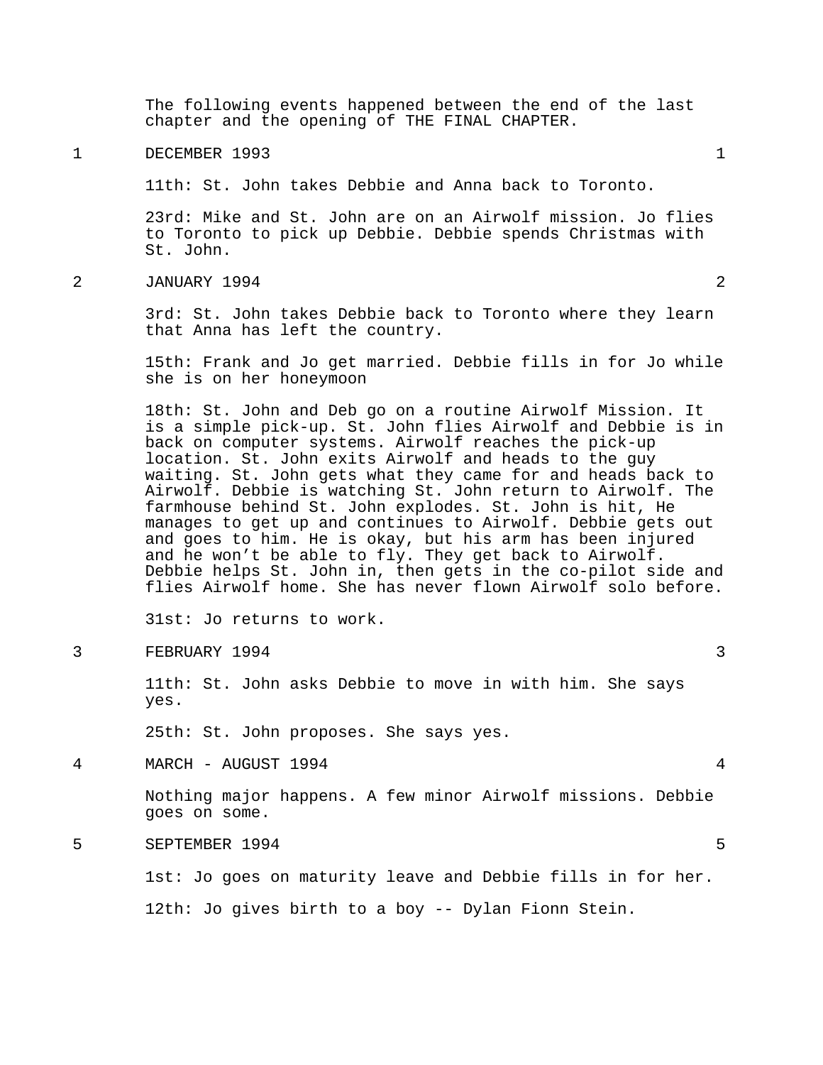The following events happened between the end of the last chapter and the opening of THE FINAL CHAPTER.

## 1 DECEMBER 1993

11th: St. John takes Debbie and Anna back to Toronto.

23rd: Mike and St. John are on an Airwolf mission. Jo flies to Toronto to pick up Debbie. Debbie spends Christmas with St. John.

## 2 JANUARY 1994

3rd: St. John takes Debbie back to Toronto where they learn that Anna has left the country.

15th: Frank and Jo get married. Debbie fills in for Jo while she is on her honeymoon

18th: St. John and Deb go on a routine Airwolf Mission. It is a simple pick-up. St. John flies Airwolf and Debbie is in back on computer systems. Airwolf reaches the pick-up location. St. John exits Airwolf and heads to the guy waiting. St. John gets what they came for and heads back to Airwolf. Debbie is watching St. John return to Airwolf. The farmhouse behind St. John explodes. St. John is hit, He manages to get up and continues to Airwolf. Debbie gets out and goes to him. He is okay, but his arm has been injured and he won't be able to fly. They get back to Airwolf. Debbie helps St. John in, then gets in the co-pilot side and flies Airwolf home. She has never flown Airwolf solo before.

31st: Jo returns to work.

## 3 FEBRUARY 1994

11th: St. John asks Debbie to move in with him. She says yes.

25th: St. John proposes. She says yes.

## 4 MARCH - AUGUST 1994

Nothing major happens. A few minor Airwolf missions. Debbie goes on some.

## 5 SEPTEMBER 1994

1st: Jo goes on maturity leave and Debbie fills in for her.

12th: Jo gives birth to a boy -- Dylan Fionn Stein.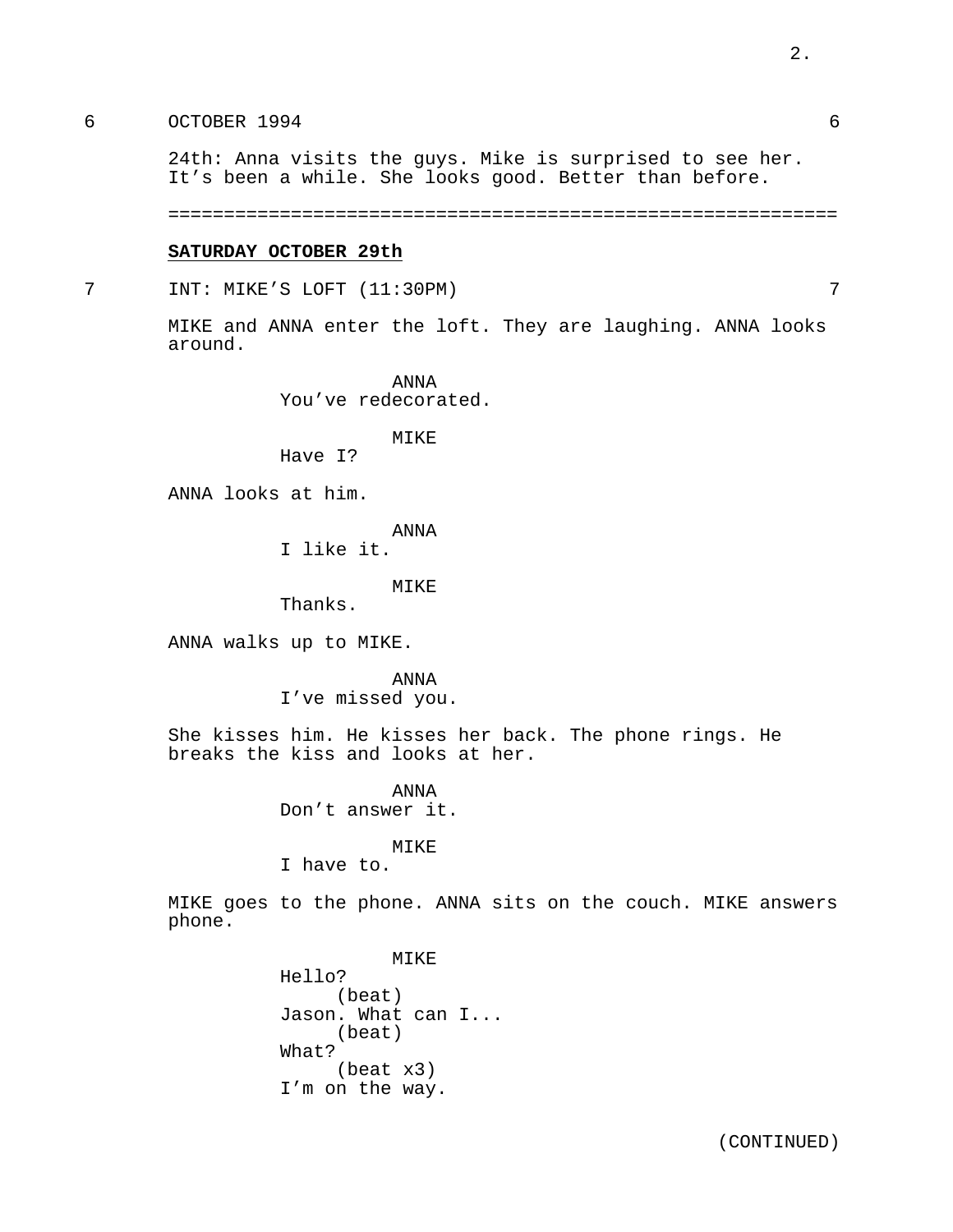6 OCTOBER 1994 6

24th: Anna visits the guys. Mike is surprised to see her. It's been a while. She looks good. Better than before.

==========================================================

**SATURDAY OCTOBER 29th**

7 INT: MIKE'S LOFT (11:30PM) 7

MIKE and ANNA enter the loft. They are laughing. ANNA looks around.

ANNA
You've redecorated.

MIKE
Have I?

ANNA looks at him.

ANNA
I like it.

MIKE
Thanks.

ANNA walks up to MIKE.

ANNA
I've missed you.

She kisses him. He kisses her back. The phone rings. He breaks the kiss and looks at her.

ANNA
Don't answer it.

MIKE
I have to.

MIKE goes to the phone. ANNA sits on the couch. MIKE answers phone.

MIKE
Hello?
(beat)
Jason. What can I...
(beat)
What?
(beat x3)
I'm on the way.

(CONTINUED)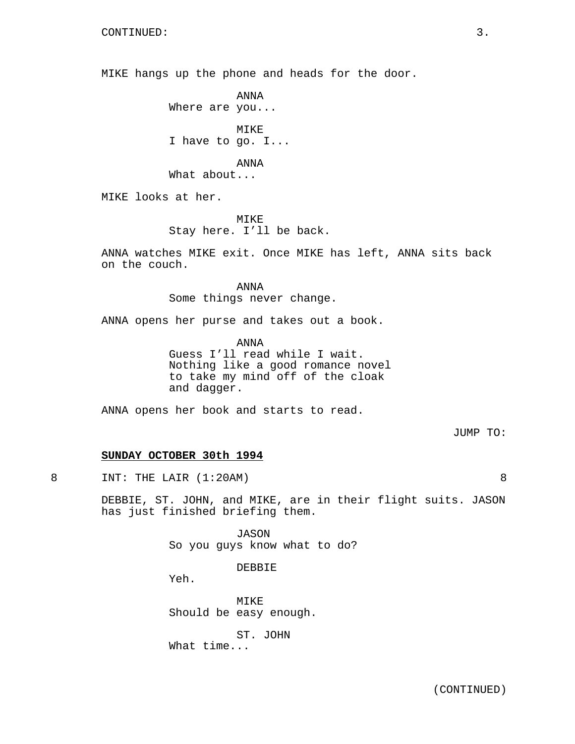CONTINUED:

MIKE hangs up the phone and heads for the door.

ANNA
Where are you...

MIKE
I have to go. I...

ANNA
What about...

MIKE looks at her.

MIKE
Stay here. I'll be back.

ANNA watches MIKE exit. Once MIKE has left, ANNA sits back on the couch.

ANNA
Some things never change.

ANNA opens her purse and takes out a book.

ANNA
Guess I'll read while I wait. Nothing like a good romance novel to take my mind off of the cloak and dagger.

ANNA opens her book and starts to read.

JUMP TO:

**SUNDAY OCTOBER 30th 1994**

8 INT: THE LAIR (1:20AM) 8

DEBBIE, ST. JOHN, and MIKE, are in their flight suits. JASON has just finished briefing them.

JASON
So you guys know what to do?

DEBBIE
Yeh.

MIKE
Should be easy enough.

ST. JOHN
What time...

(CONTINUED)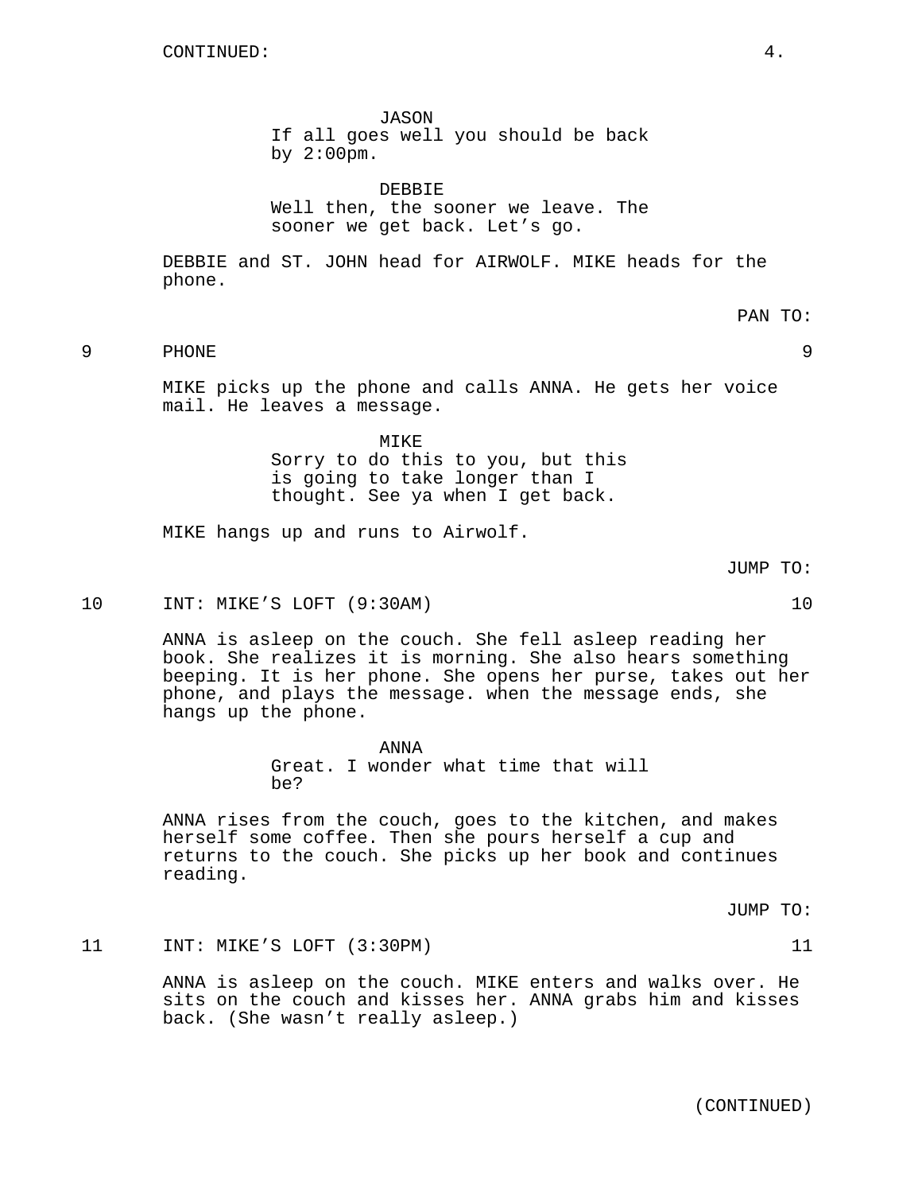CONTINUED:

JASON
If all goes well you should be back by 2:00pm.

DEBBIE
Well then, the sooner we leave. The sooner we get back. Let's go.

DEBBIE and ST. JOHN head for AIRWOLF. MIKE heads for the phone.

PAN TO:

9 PHONE 9

MIKE picks up the phone and calls ANNA. He gets her voice mail. He leaves a message.

MIKE
Sorry to do this to you, but this is going to take longer than I thought. See ya when I get back.

MIKE hangs up and runs to Airwolf.

JUMP TO:

10 INT: MIKE'S LOFT (9:30AM) 10

ANNA is asleep on the couch. She fell asleep reading her book. She realizes it is morning. She also hears something beeping. It is her phone. She opens her purse, takes out her phone, and plays the message. when the message ends, she hangs up the phone.

ANNA
Great. I wonder what time that will be?

ANNA rises from the couch, goes to the kitchen, and makes herself some coffee. Then she pours herself a cup and returns to the couch. She picks up her book and continues reading.

JUMP TO:

11 INT: MIKE'S LOFT (3:30PM) 11

ANNA is asleep on the couch. MIKE enters and walks over. He sits on the couch and kisses her. ANNA grabs him and kisses back. (She wasn't really asleep.)

(CONTINUED)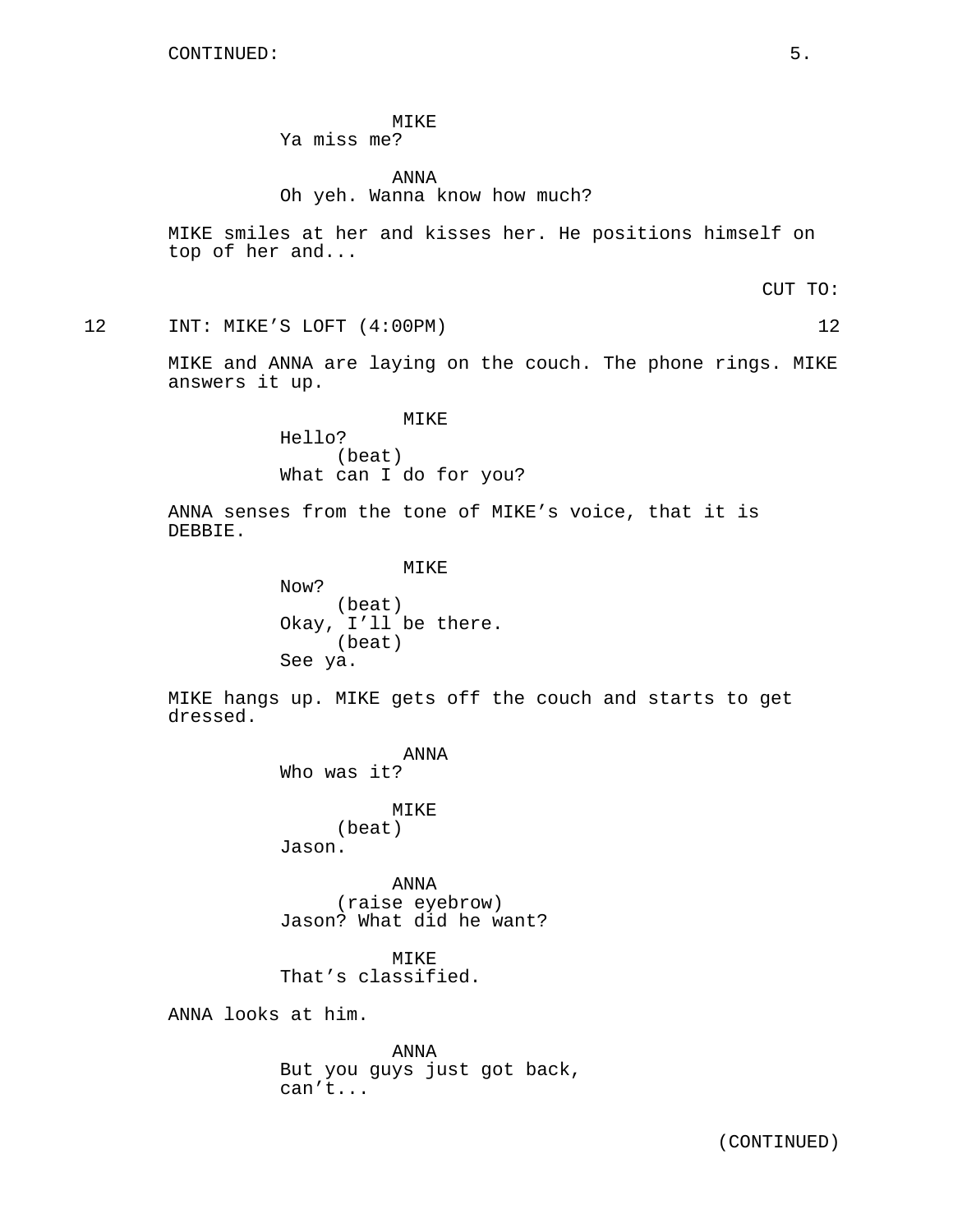MIKE
Ya miss me?

ANNA
Oh yeh. Wanna know how much?

MIKE smiles at her and kisses her. He positions himself on top of her and...

CUT TO:

12 INT: MIKE'S LOFT (4:00PM) 12

MIKE and ANNA are laying on the couch. The phone rings. MIKE answers it up.

MIKE
Hello?
(beat)
What can I do for you?

ANNA senses from the tone of MIKE's voice, that it is DEBBIE.

MIKE
Now?
(beat)
Okay, I'll be there.
(beat)
See ya.

MIKE hangs up. MIKE gets off the couch and starts to get dressed.

ANNA
Who was it?

MIKE
(beat)
Jason.

ANNA
(raise eyebrow)
Jason? What did he want?

MIKE
That's classified.

ANNA looks at him.

ANNA
But you guys just got back, can't...

(CONTINUED)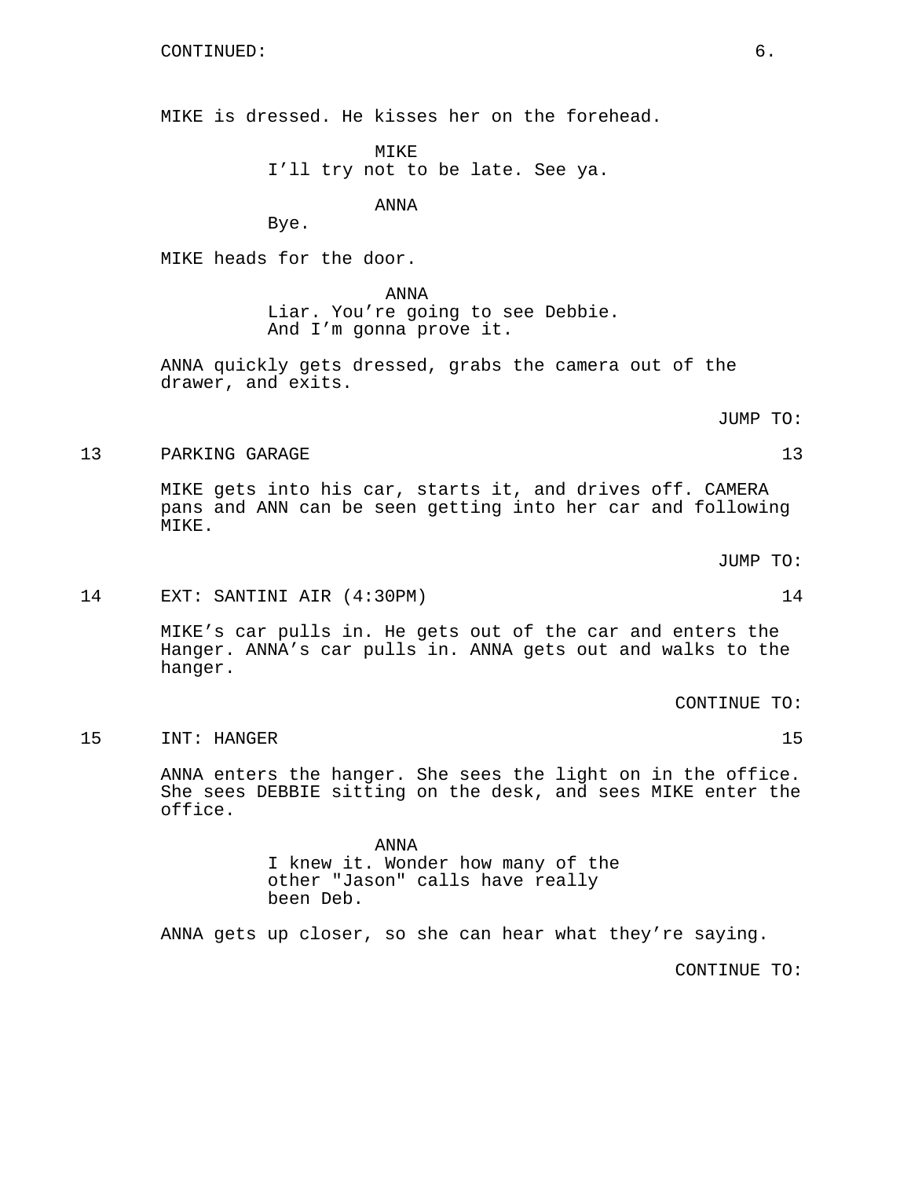CONTINUED:

MIKE is dressed. He kisses her on the forehead.

MIKE
I'll try not to be late. See ya.

ANNA
Bye.

MIKE heads for the door.

ANNA
Liar. You're going to see Debbie.
And I'm gonna prove it.

ANNA quickly gets dressed, grabs the camera out of the drawer, and exits.

JUMP TO:

13 PARKING GARAGE 13

MIKE gets into his car, starts it, and drives off. CAMERA pans and ANN can be seen getting into her car and following MIKE.

JUMP TO:

14 EXT: SANTINI AIR (4:30PM) 14

MIKE's car pulls in. He gets out of the car and enters the Hanger. ANNA's car pulls in. ANNA gets out and walks to the hanger.

CONTINUE TO:

15 INT: HANGER 15

ANNA enters the hanger. She sees the light on in the office. She sees DEBBIE sitting on the desk, and sees MIKE enter the office.

ANNA
I knew it. Wonder how many of the
other "Jason" calls have really
been Deb.

ANNA gets up closer, so she can hear what they're saying.

CONTINUE TO: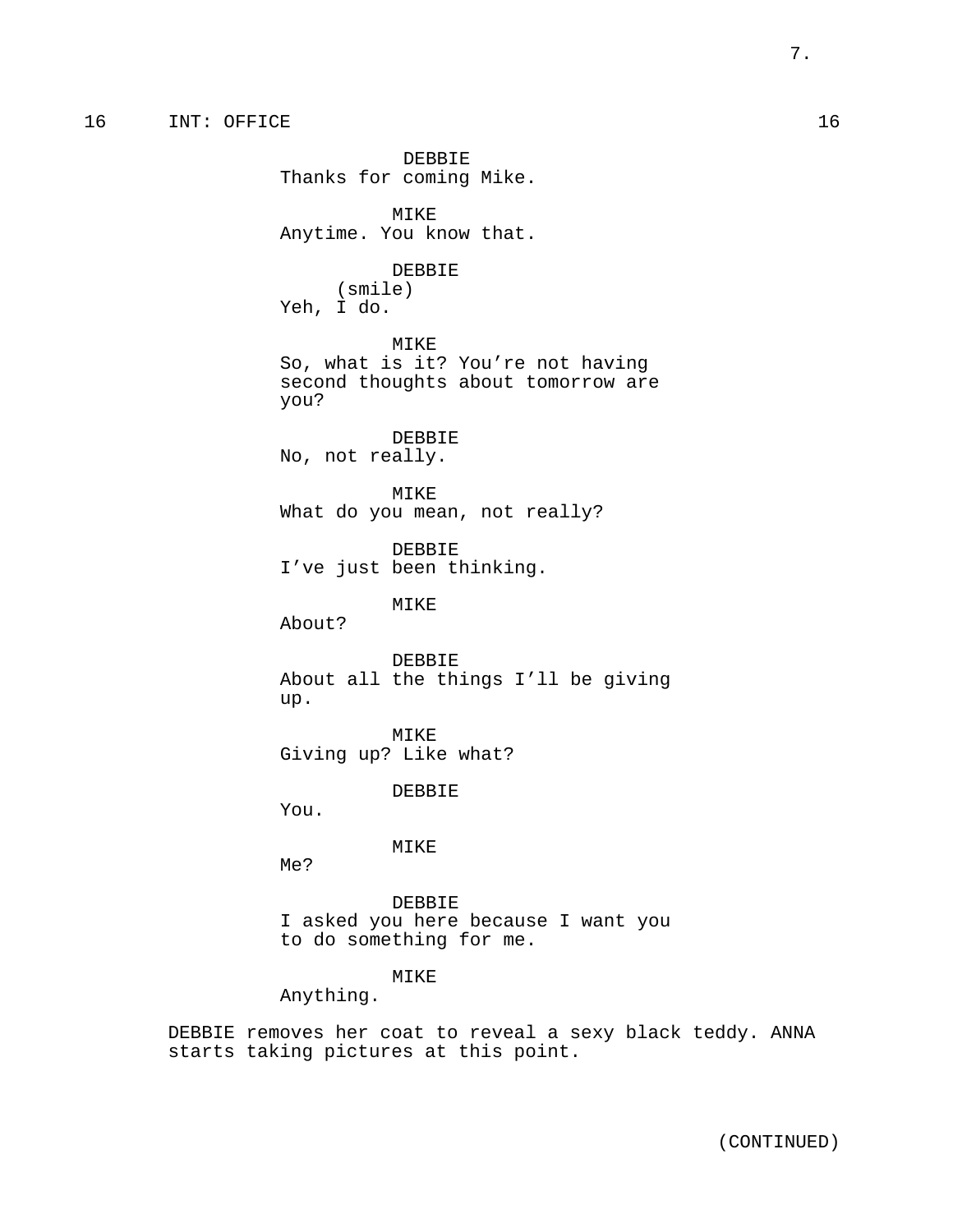16 INT: OFFICE 16

DEBBIE
Thanks for coming Mike.

MIKE
Anytime. You know that.

DEBBIE
(smile)
Yeh, I do.

MIKE
So, what is it? You're not having second thoughts about tomorrow are you?

DEBBIE
No, not really.

MIKE
What do you mean, not really?

DEBBIE
I've just been thinking.

MIKE
About?

DEBBIE
About all the things I'll be giving up.

MIKE
Giving up? Like what?

DEBBIE
You.

MIKE
Me?

DEBBIE
I asked you here because I want you to do something for me.

MIKE
Anything.

DEBBIE removes her coat to reveal a sexy black teddy. ANNA starts taking pictures at this point.

(CONTINUED)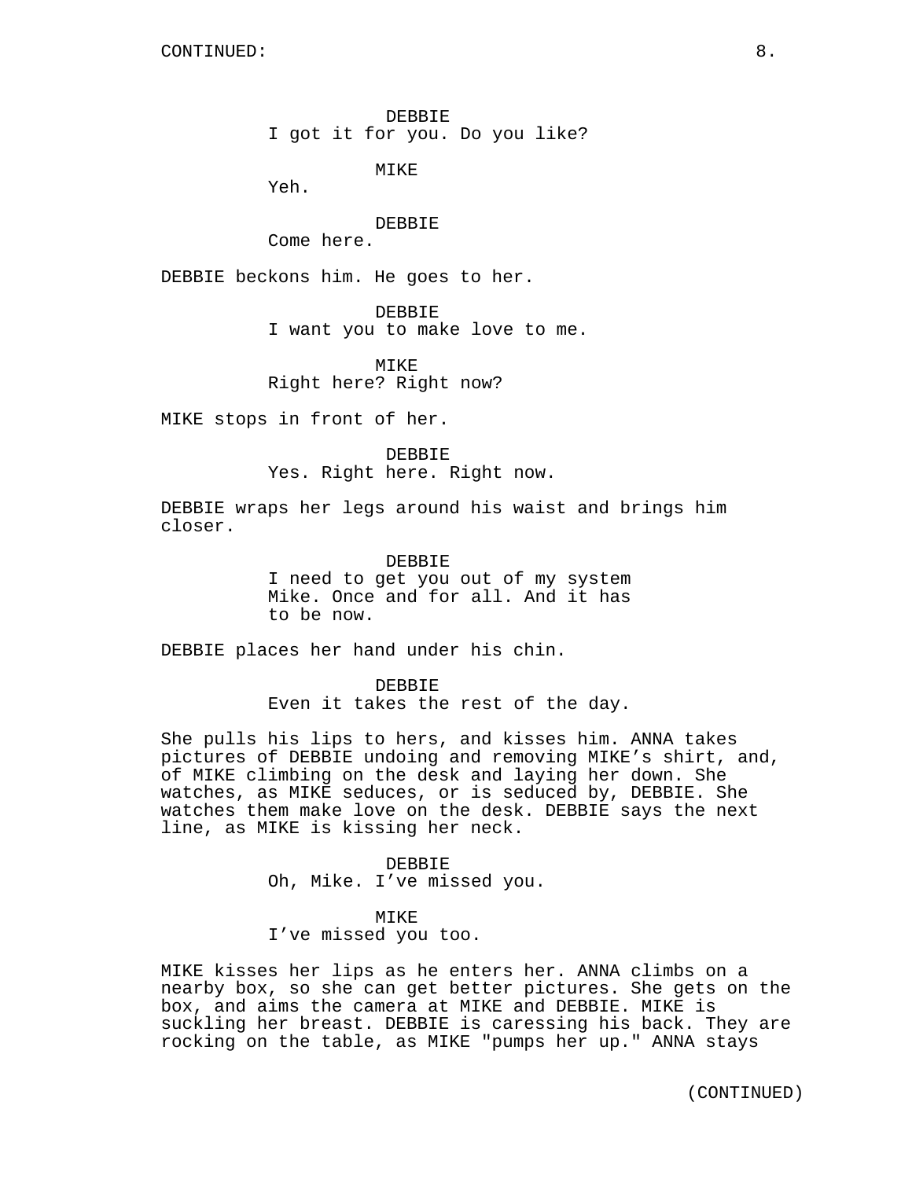DEBBIE
I got it for you. Do you like?

MIKE
Yeh.

DEBBIE
Come here.

DEBBIE beckons him. He goes to her.

DEBBIE
I want you to make love to me.

MIKE
Right here? Right now?

MIKE stops in front of her.

DEBBIE
Yes. Right here. Right now.

DEBBIE wraps her legs around his waist and brings him closer.

DEBBIE
I need to get you out of my system Mike. Once and for all. And it has to be now.

DEBBIE places her hand under his chin.

DEBBIE
Even it takes the rest of the day.

She pulls his lips to hers, and kisses him. ANNA takes pictures of DEBBIE undoing and removing MIKE's shirt, and, of MIKE climbing on the desk and laying her down. She watches, as MIKE seduces, or is seduced by, DEBBIE. She watches them make love on the desk. DEBBIE says the next line, as MIKE is kissing her neck.

DEBBIE
Oh, Mike. I've missed you.

MIKE
I've missed you too.

MIKE kisses her lips as he enters her. ANNA climbs on a nearby box, so she can get better pictures. She gets on the box, and aims the camera at MIKE and DEBBIE. MIKE is suckling her breast. DEBBIE is caressing his back. They are rocking on the table, as MIKE "pumps her up." ANNA stays

(CONTINUED)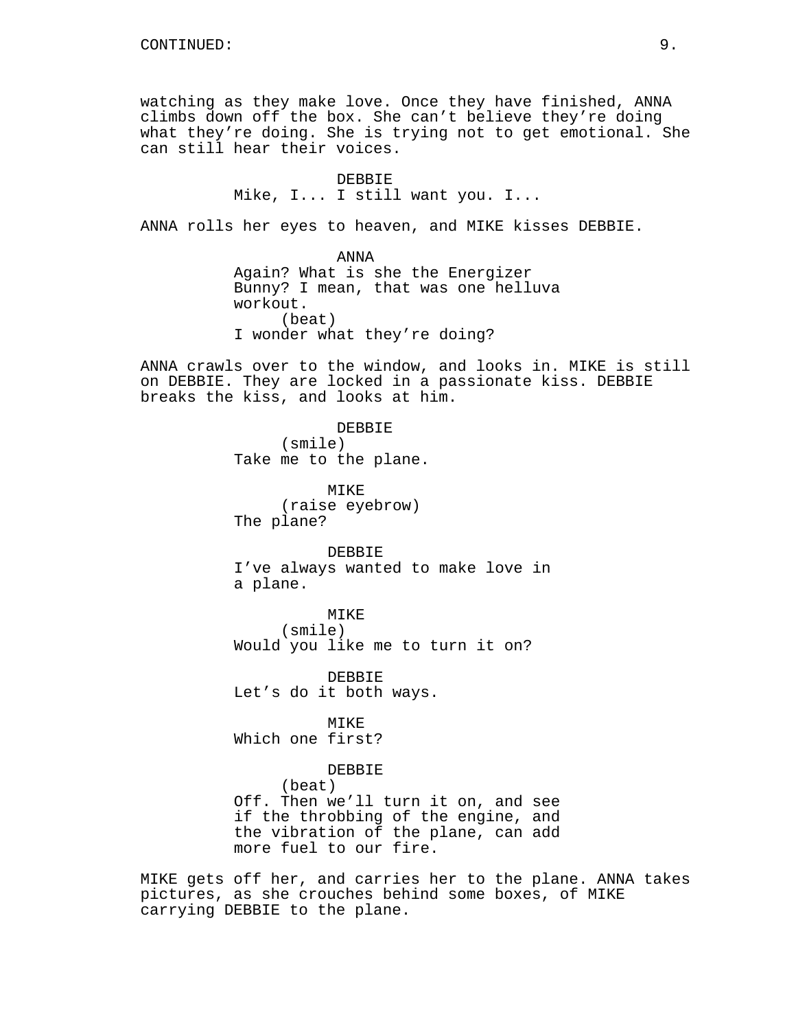watching as they make love. Once they have finished, ANNA climbs down off the box. She can't believe they're doing what they're doing. She is trying not to get emotional. She can still hear their voices.

DEBBIE
Mike, I... I still want you. I...

ANNA rolls her eyes to heaven, and MIKE kisses DEBBIE.

ANNA
Again? What is she the Energizer Bunny? I mean, that was one helluva workout.
(beat)
I wonder what they're doing?

ANNA crawls over to the window, and looks in. MIKE is still on DEBBIE. They are locked in a passionate kiss. DEBBIE breaks the kiss, and looks at him.

DEBBIE
(smile)
Take me to the plane.

MIKE
(raise eyebrow)
The plane?

DEBBIE
I've always wanted to make love in a plane.

MIKE
(smile)
Would you like me to turn it on?

DEBBIE
Let's do it both ways.

MIKE
Which one first?

DEBBIE
(beat)
Off. Then we'll turn it on, and see if the throbbing of the engine, and the vibration of the plane, can add more fuel to our fire.

MIKE gets off her, and carries her to the plane. ANNA takes pictures, as she crouches behind some boxes, of MIKE carrying DEBBIE to the plane.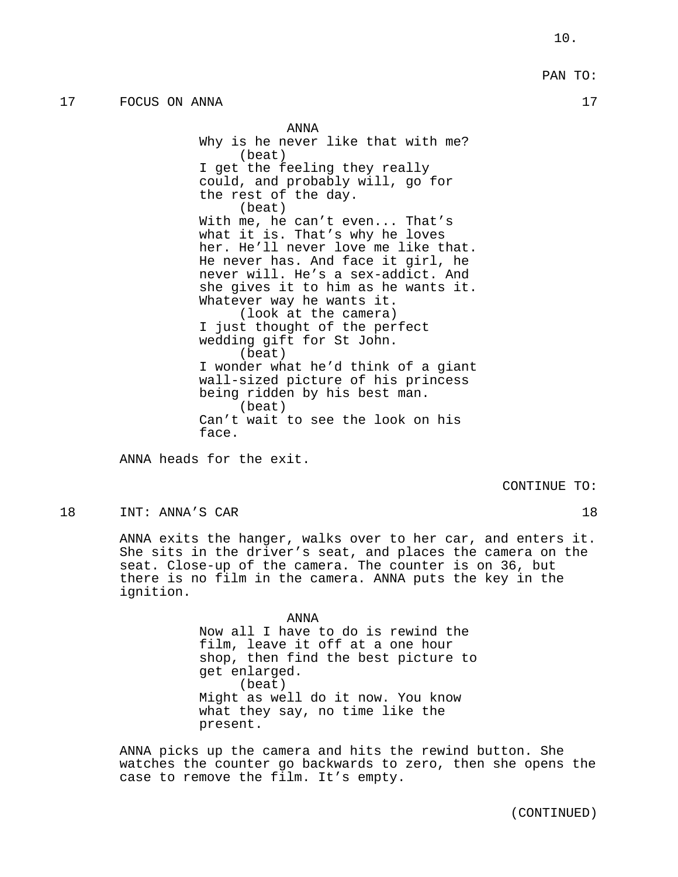PAN TO:

17 FOCUS ON ANNA 17

ANNA

Why is he never like that with me?

(beat)

I get the feeling they really could, and probably will, go for the rest of the day.

(beat)

With me, he can't even... That's what it is. That's why he loves her. He'll never love me like that. He never has. And face it girl, he never will. He's a sex-addict. And she gives it to him as he wants it. Whatever way he wants it.

(look at the camera)

I just thought of the perfect wedding gift for St John.

(beat)

I wonder what he'd think of a giant wall-sized picture of his princess being ridden by his best man.

(beat)

Can't wait to see the look on his face.

ANNA heads for the exit.

CONTINUE TO:

18 INT: ANNA'S CAR 18

ANNA exits the hanger, walks over to her car, and enters it. She sits in the driver's seat, and places the camera on the seat. Close-up of the camera. The counter is on 36, but there is no film in the camera. ANNA puts the key in the ignition.

ANNA

Now all I have to do is rewind the film, leave it off at a one hour shop, then find the best picture to get enlarged.

(beat)

Might as well do it now. You know what they say, no time like the present.

ANNA picks up the camera and hits the rewind button. She watches the counter go backwards to zero, then she opens the case to remove the film. It's empty.

(CONTINUED)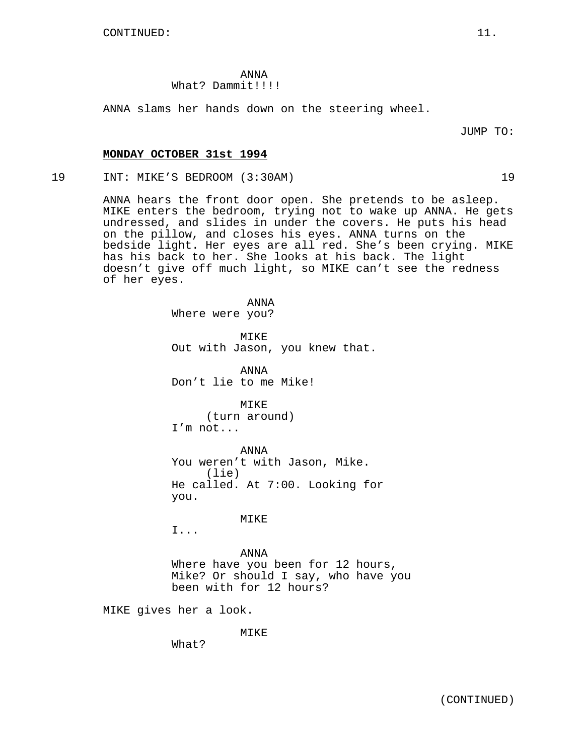CONTINUED:

ANNA
What? Dammit!!!!

ANNA slams her hands down on the steering wheel.

JUMP TO:

**MONDAY OCTOBER 31st 1994**

19 INT: MIKE'S BEDROOM (3:30AM) 19

ANNA hears the front door open. She pretends to be asleep. MIKE enters the bedroom, trying not to wake up ANNA. He gets undressed, and slides in under the covers. He puts his head on the pillow, and closes his eyes. ANNA turns on the bedside light. Her eyes are all red. She's been crying. MIKE has his back to her. She looks at his back. The light doesn't give off much light, so MIKE can't see the redness of her eyes.

ANNA
Where were you?

MIKE
Out with Jason, you knew that.

ANNA
Don't lie to me Mike!

MIKE
(turn around)
I'm not...

ANNA
You weren't with Jason, Mike.
(lie)
He called. At 7:00. Looking for you.

MIKE
I...

ANNA
Where have you been for 12 hours, Mike? Or should I say, who have you been with for 12 hours?

MIKE gives her a look.

MIKE
What?

(CONTINUED)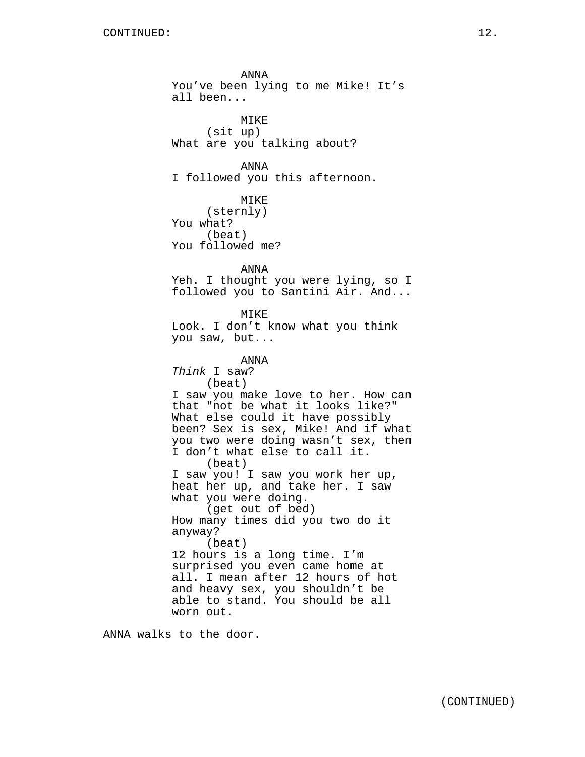CONTINUED:

ANNA
You've been lying to me Mike! It's all been...

MIKE
(sit up)
What are you talking about?

ANNA
I followed you this afternoon.

MIKE
(sternly)
You what?
(beat)
You followed me?

ANNA
Yeh. I thought you were lying, so I followed you to Santini Air. And...

MIKE
Look. I don't know what you think you saw, but...

ANNA
*Think* I saw?
(beat)
I saw you make love to her. How can that "not be what it looks like?" What else could it have possibly been? Sex is sex, Mike! And if what you two were doing wasn't sex, then I don't what else to call it.
(beat)
I saw you! I saw you work her up, heat her up, and take her. I saw what you were doing.
(get out of bed)
How many times did you two do it anyway?
(beat)
12 hours is a long time. I'm surprised you even came home at all. I mean after 12 hours of hot and heavy sex, you shouldn't be able to stand. You should be all worn out.

ANNA walks to the door.

(CONTINUED)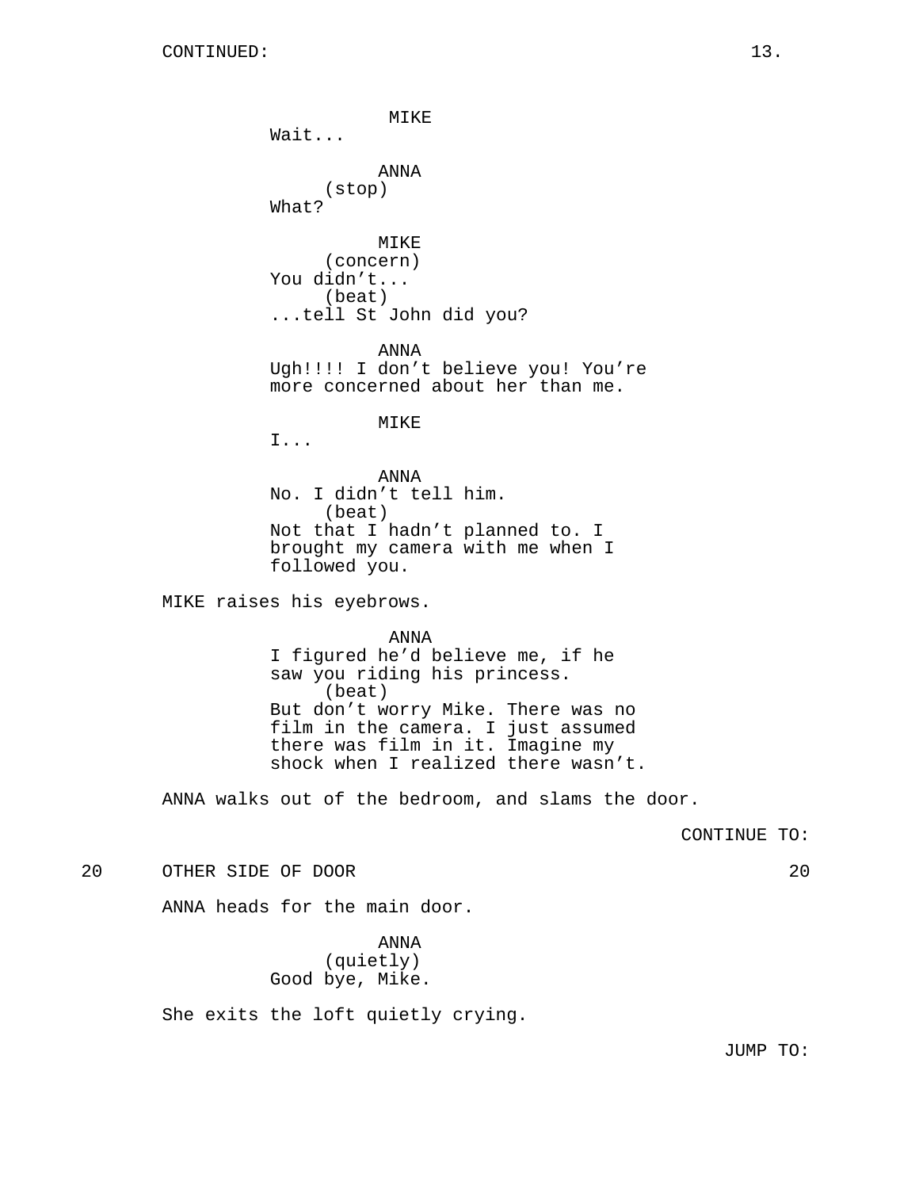CONTINUED:

MIKE
Wait...

ANNA
(stop)
What?

MIKE
(concern)
You didn't...
(beat)
...tell St John did you?

ANNA
Ugh!!!! I don't believe you! You're more concerned about her than me.

MIKE
I...

ANNA
No. I didn't tell him.
(beat)
Not that I hadn't planned to. I brought my camera with me when I followed you.

MIKE raises his eyebrows.

ANNA
I figured he'd believe me, if he saw you riding his princess.
(beat)
But don't worry Mike. There was no film in the camera. I just assumed there was film in it. Imagine my shock when I realized there wasn't.

ANNA walks out of the bedroom, and slams the door.

CONTINUE TO:

20 OTHER SIDE OF DOOR 20

ANNA heads for the main door.

ANNA
(quietly)
Good bye, Mike.

She exits the loft quietly crying.

JUMP TO: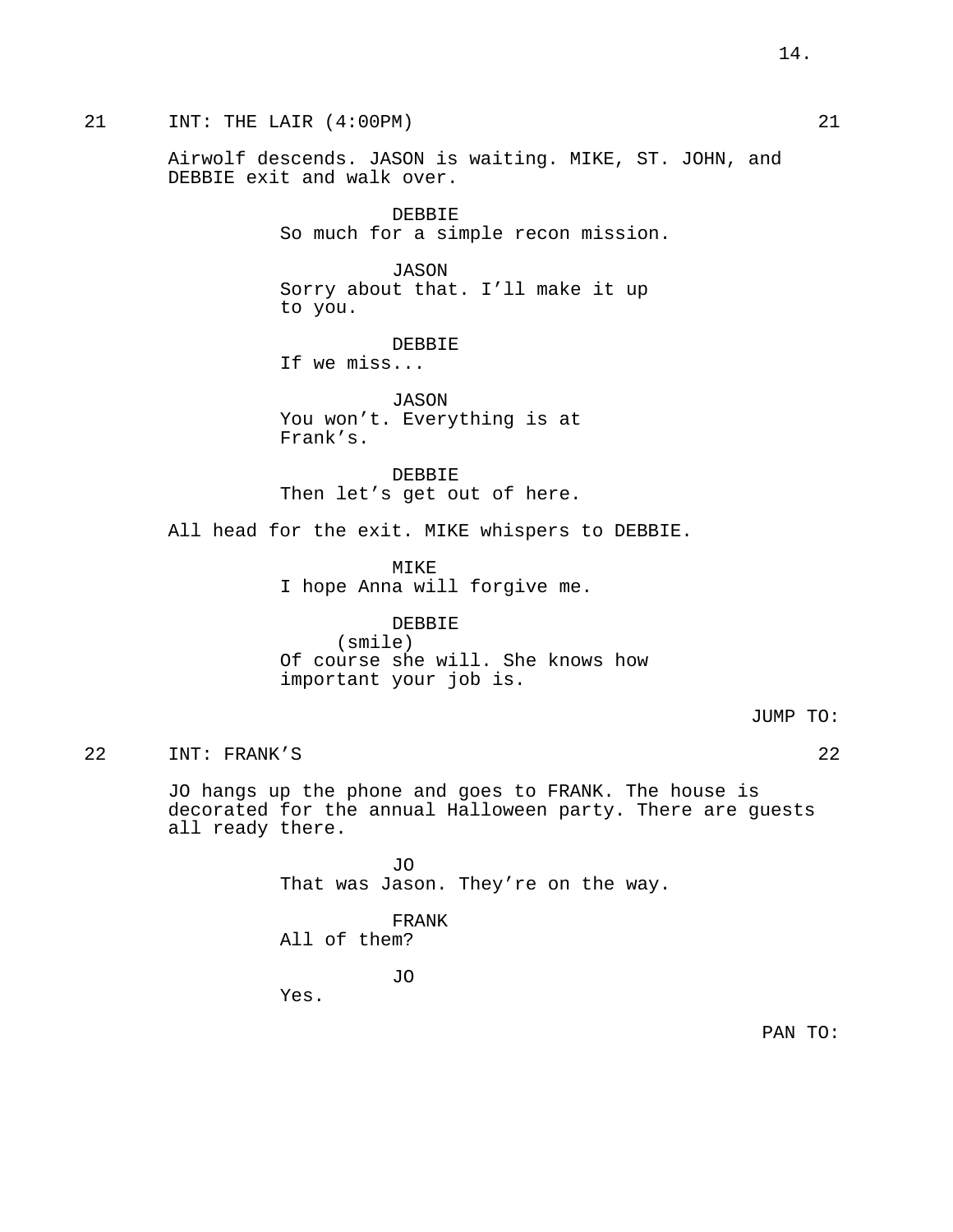21 INT: THE LAIR (4:00PM) 21

Airwolf descends. JASON is waiting. MIKE, ST. JOHN, and DEBBIE exit and walk over.

DEBBIE
So much for a simple recon mission.

JASON
Sorry about that. I'll make it up to you.

DEBBIE
If we miss...

JASON
You won't. Everything is at Frank's.

DEBBIE
Then let's get out of here.

All head for the exit. MIKE whispers to DEBBIE.

MIKE
I hope Anna will forgive me.

DEBBIE
(smile)
Of course she will. She knows how important your job is.

JUMP TO:

22 INT: FRANK'S 22

JO hangs up the phone and goes to FRANK. The house is decorated for the annual Halloween party. There are guests all ready there.

JO
That was Jason. They're on the way.

FRANK
All of them?

JO
Yes.

PAN TO: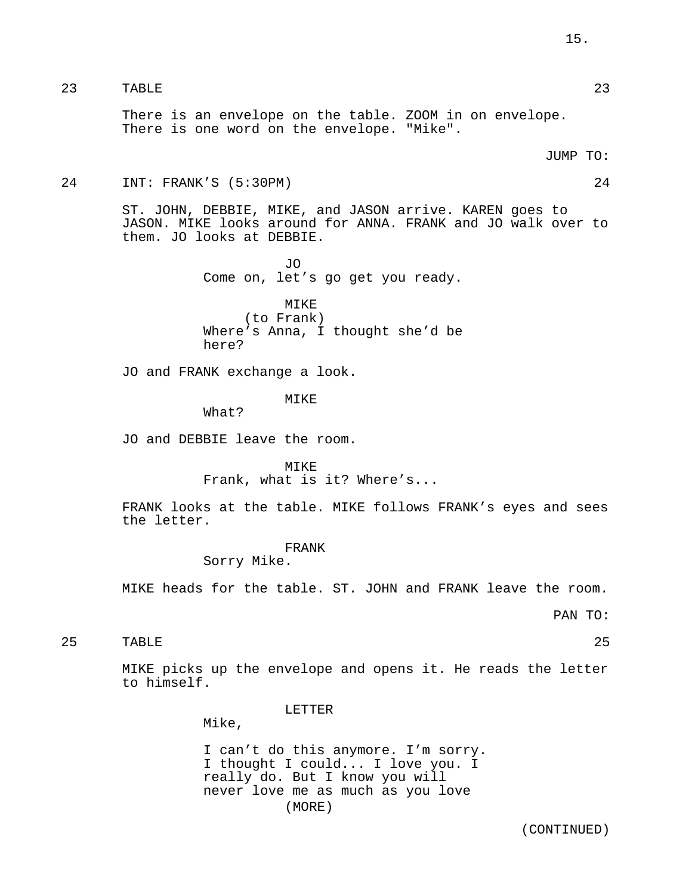23 TABLE 23

There is an envelope on the table. ZOOM in on envelope. There is one word on the envelope. "Mike".

JUMP TO:

24 INT: FRANK'S (5:30PM) 24

ST. JOHN, DEBBIE, MIKE, and JASON arrive. KAREN goes to JASON. MIKE looks around for ANNA. FRANK and JO walk over to them. JO looks at DEBBIE.

JO
Come on, let's go get you ready.

MIKE
(to Frank)
Where's Anna, I thought she'd be here?

JO and FRANK exchange a look.

MIKE
What?

JO and DEBBIE leave the room.

MIKE
Frank, what is it? Where's...

FRANK looks at the table. MIKE follows FRANK's eyes and sees the letter.

FRANK
Sorry Mike.

MIKE heads for the table. ST. JOHN and FRANK leave the room.

PAN TO:

25 TABLE 25

MIKE picks up the envelope and opens it. He reads the letter to himself.

LETTER
Mike,

I can't do this anymore. I'm sorry. I thought I could... I love you. I really do. But I know you will never love me as much as you love
(MORE)

(CONTINUED)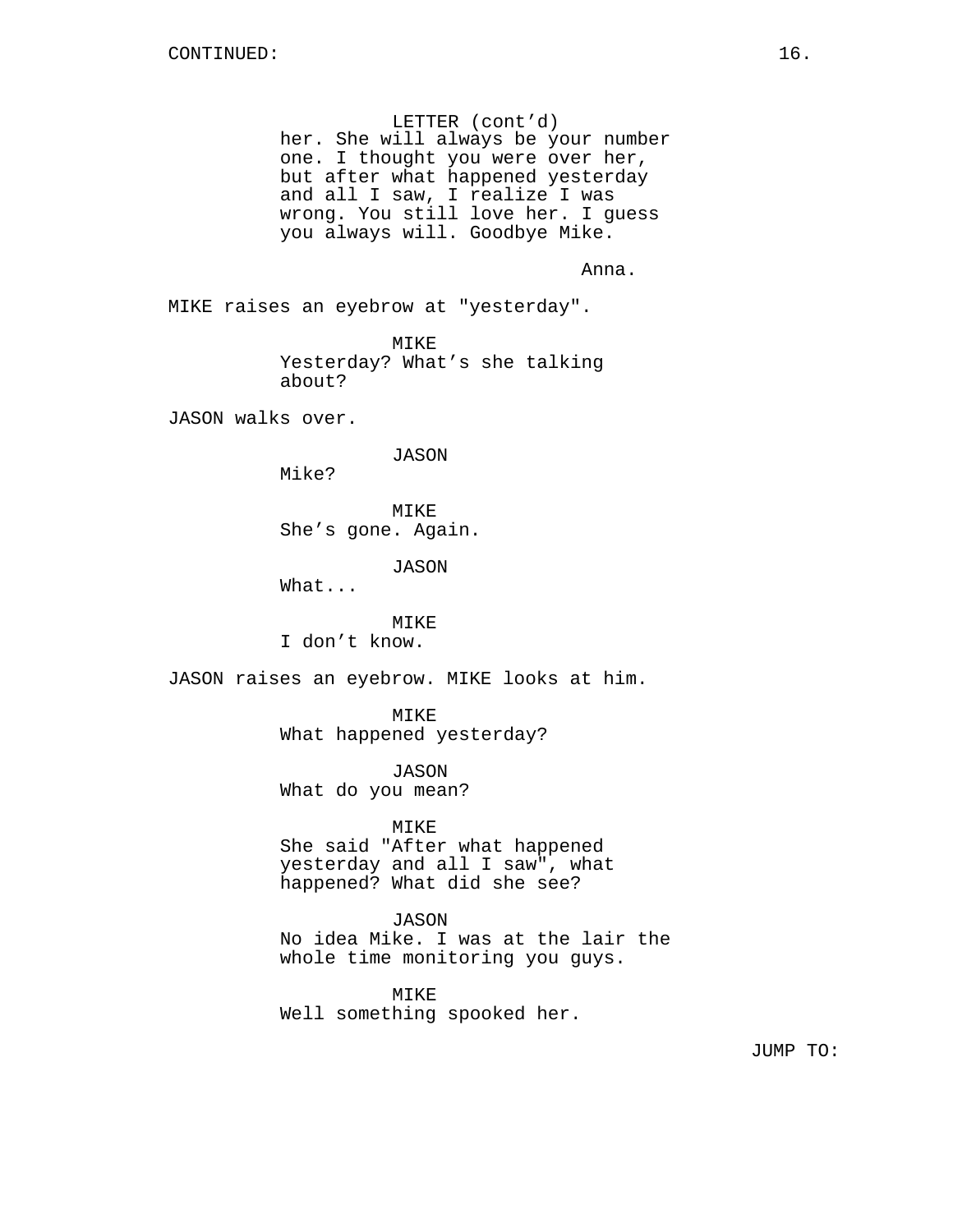LETTER (cont'd)
her. She will always be your number one. I thought you were over her, but after what happened yesterday and all I saw, I realize I was wrong. You still love her. I guess you always will. Goodbye Mike.

Anna.

MIKE raises an eyebrow at "yesterday".

MIKE
Yesterday? What's she talking about?

JASON walks over.

JASON
Mike?

MIKE
She's gone. Again.

JASON
What...

MIKE
I don't know.

JASON raises an eyebrow. MIKE looks at him.

MIKE
What happened yesterday?

JASON
What do you mean?

MIKE
She said "After what happened yesterday and all I saw", what happened? What did she see?

JASON
No idea Mike. I was at the lair the whole time monitoring you guys.

MIKE
Well something spooked her.

JUMP TO: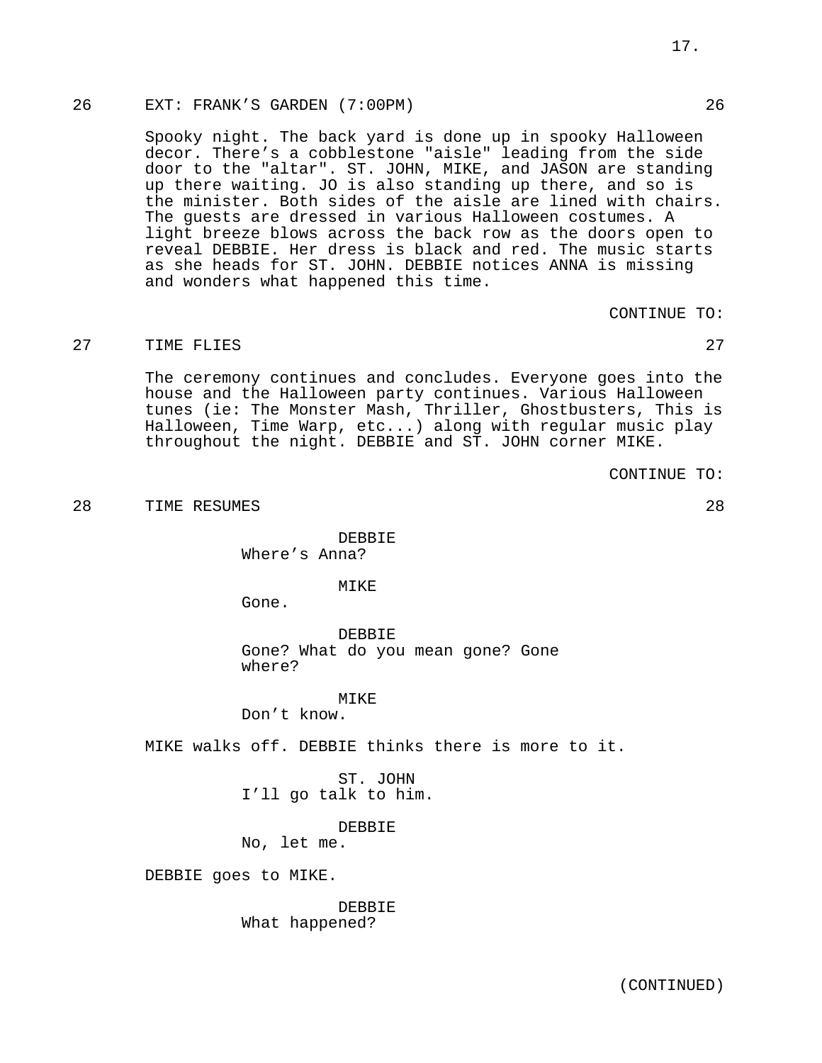26 EXT: FRANK’S GARDEN (7:00PM) 26

Spooky night. The back yard is done up in spooky Halloween decor. There’s a cobblestone "aisle" leading from the side door to the "altar". ST. JOHN, MIKE, and JASON are standing up there waiting. JO is also standing up there, and so is the minister. Both sides of the aisle are lined with chairs. The guests are dressed in various Halloween costumes. A light breeze blows across the back row as the doors open to reveal DEBBIE. Her dress is black and red. The music starts as she heads for ST. JOHN. DEBBIE notices ANNA is missing and wonders what happened this time.

CONTINUE TO:

27 TIME FLIES 27

The ceremony continues and concludes. Everyone goes into the house and the Halloween party continues. Various Halloween tunes (ie: The Monster Mash, Thriller, Ghostbusters, This is Halloween, Time Warp, etc...) along with regular music play throughout the night. DEBBIE and ST. JOHN corner MIKE.

CONTINUE TO:

28 TIME RESUMES 28

DEBBIE
Where’s Anna?

MIKE
Gone.

DEBBIE
Gone? What do you mean gone? Gone where?

MIKE
Don’t know.

MIKE walks off. DEBBIE thinks there is more to it.

ST. JOHN
I’ll go talk to him.

DEBBIE
No, let me.

DEBBIE goes to MIKE.

DEBBIE
What happened?

(CONTINUED)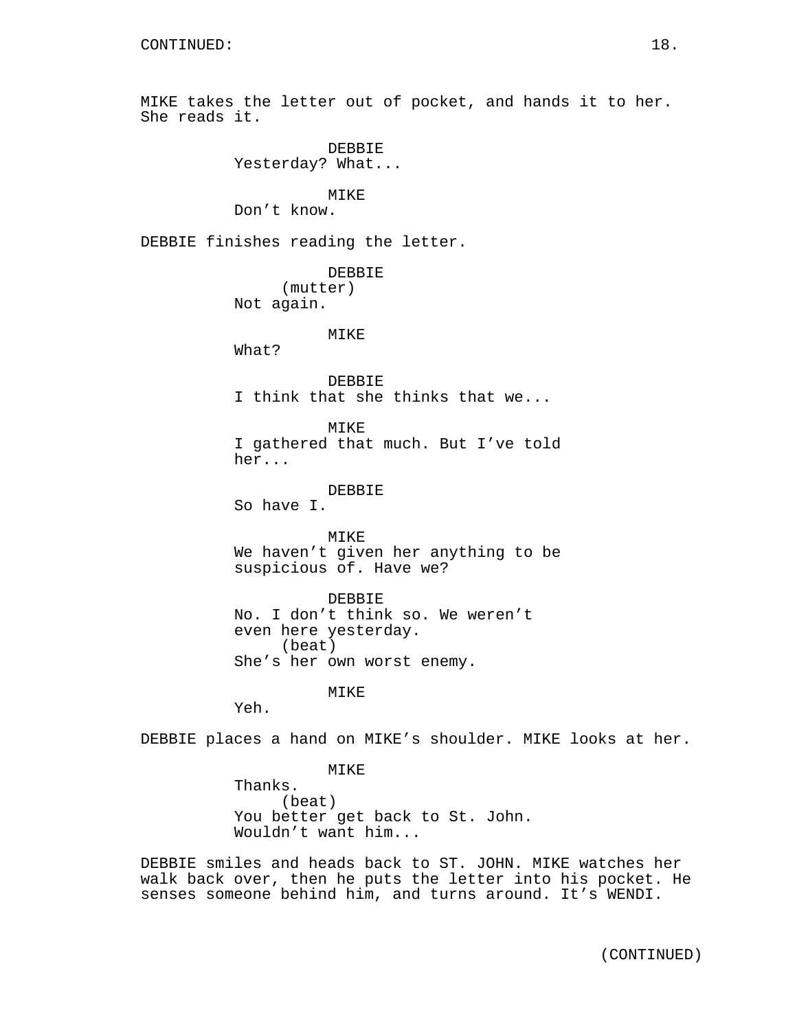CONTINUED:

MIKE takes the letter out of pocket, and hands it to her. She reads it.

DEBBIE
Yesterday? What...

MIKE
Don't know.

DEBBIE finishes reading the letter.

DEBBIE
(mutter)
Not again.

MIKE
What?

DEBBIE
I think that she thinks that we...

MIKE
I gathered that much. But I've told her...

DEBBIE
So have I.

MIKE
We haven't given her anything to be suspicious of. Have we?

DEBBIE
No. I don't think so. We weren't even here yesterday.
(beat)
She's her own worst enemy.

MIKE
Yeh.

DEBBIE places a hand on MIKE's shoulder. MIKE looks at her.

MIKE
Thanks.
(beat)
You better get back to St. John. Wouldn't want him...

DEBBIE smiles and heads back to ST. JOHN. MIKE watches her walk back over, then he puts the letter into his pocket. He senses someone behind him, and turns around. It's WENDI.

(CONTINUED)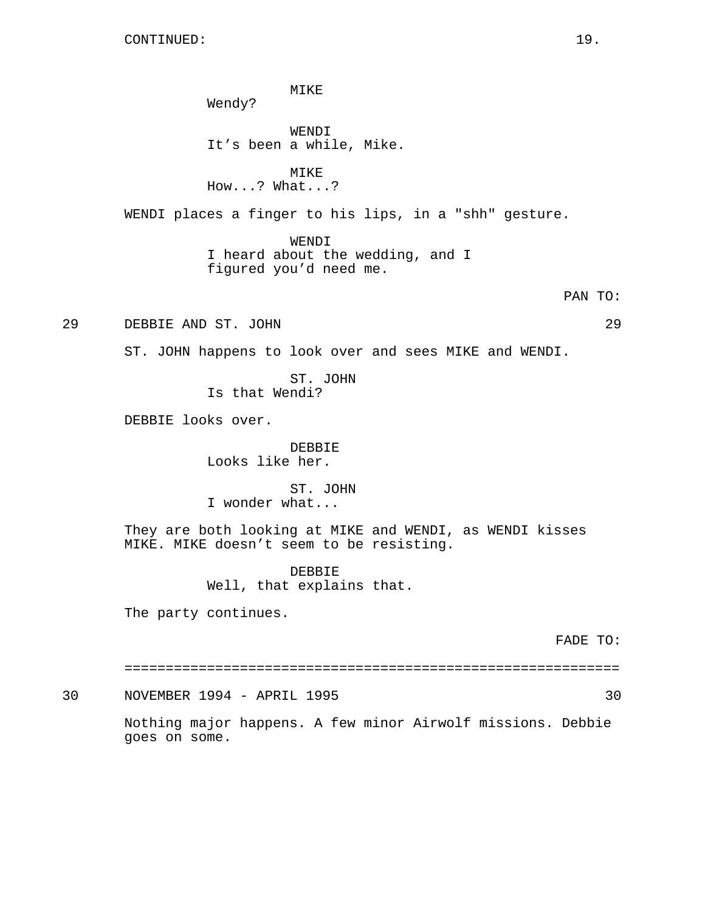CONTINUED:

MIKE
Wendy?

WENDI
It’s been a while, Mike.

MIKE
How...? What...?

WENDI places a finger to his lips, in a "shh" gesture.

WENDI
I heard about the wedding, and I figured you’d need me.

PAN TO:

29 DEBBIE AND ST. JOHN 29

ST. JOHN happens to look over and sees MIKE and WENDI.

ST. JOHN
Is that Wendi?

DEBBIE looks over.

DEBBIE
Looks like her.

ST. JOHN
I wonder what...

They are both looking at MIKE and WENDI, as WENDI kisses MIKE. MIKE doesn’t seem to be resisting.

DEBBIE
Well, that explains that.

The party continues.

FADE TO:

============================================================

30 NOVEMBER 1994 - APRIL 1995 30

Nothing major happens. A few minor Airwolf missions. Debbie goes on some.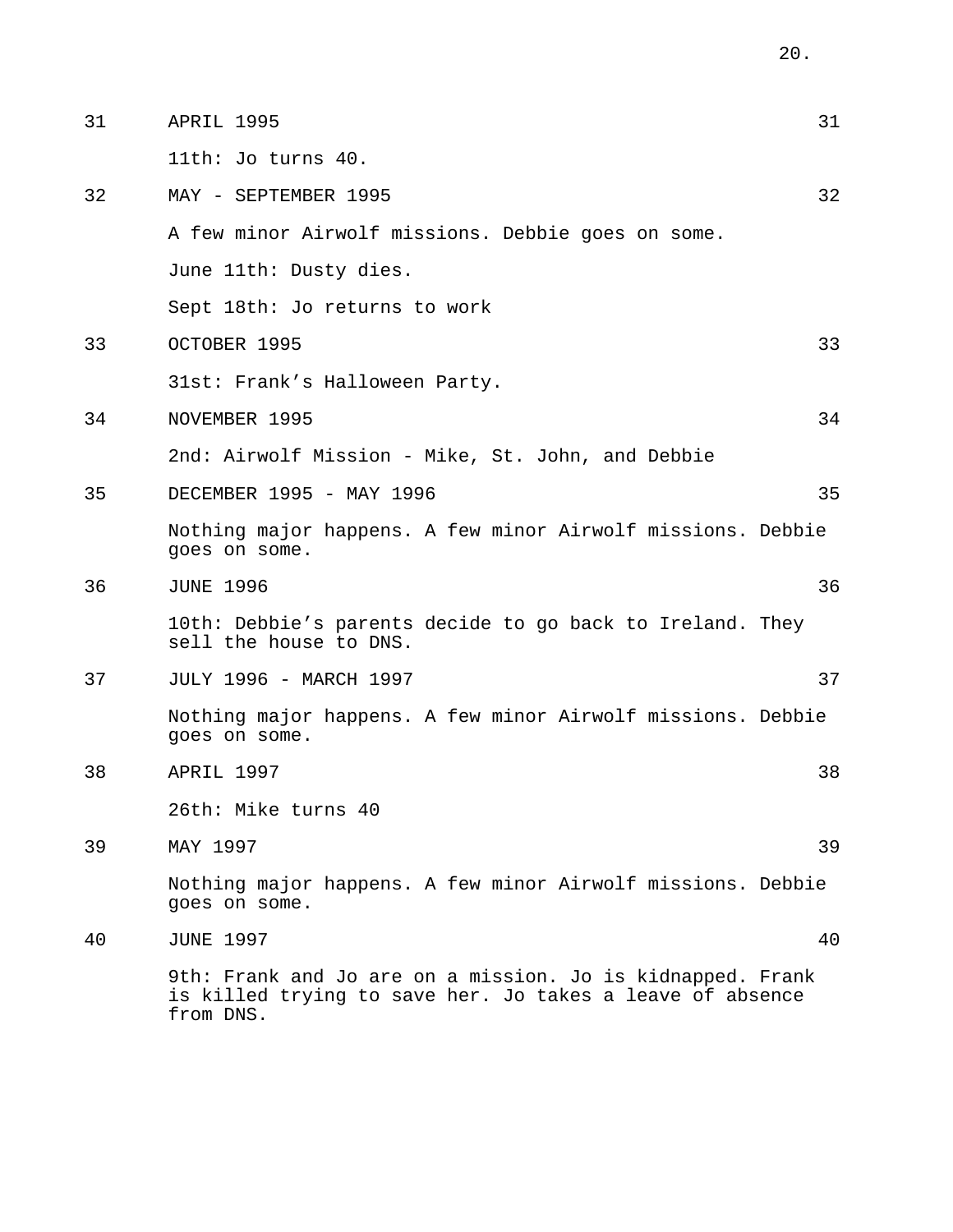31 APRIL 1995 31

11th: Jo turns 40.

32 MAY - SEPTEMBER 1995 32

A few minor Airwolf missions. Debbie goes on some.

June 11th: Dusty dies.

Sept 18th: Jo returns to work

33 OCTOBER 1995 33

31st: Frank’s Halloween Party.

34 NOVEMBER 1995 34

2nd: Airwolf Mission - Mike, St. John, and Debbie

35 DECEMBER 1995 - MAY 1996 35

Nothing major happens. A few minor Airwolf missions. Debbie goes on some.

36 JUNE 1996 36

10th: Debbie’s parents decide to go back to Ireland. They sell the house to DNS.

37 JULY 1996 - MARCH 1997 37

Nothing major happens. A few minor Airwolf missions. Debbie goes on some.

38 APRIL 1997 38

26th: Mike turns 40

39 MAY 1997 39

Nothing major happens. A few minor Airwolf missions. Debbie goes on some.

40 JUNE 1997 40

9th: Frank and Jo are on a mission. Jo is kidnapped. Frank is killed trying to save her. Jo takes a leave of absence from DNS.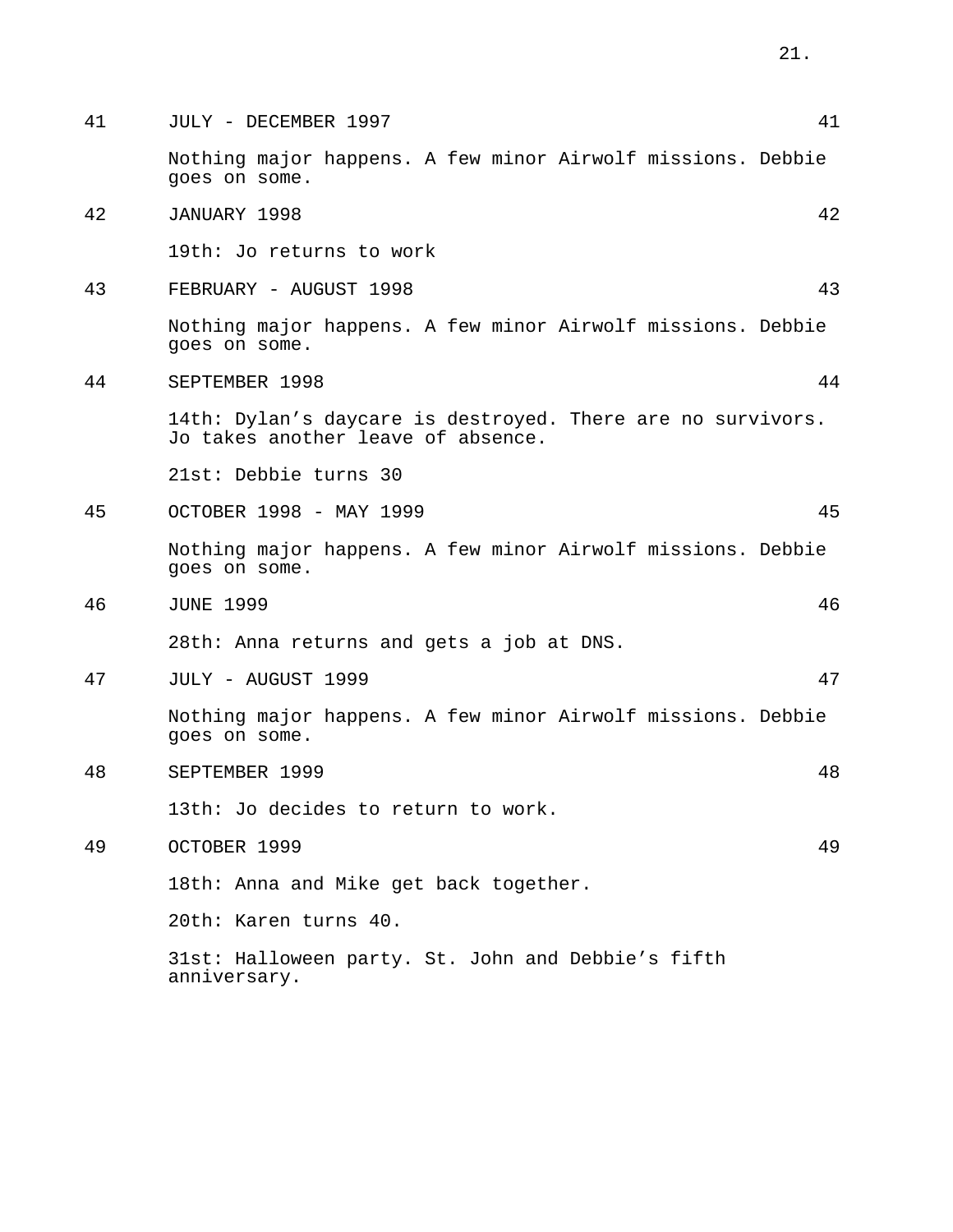41 JULY - DECEMBER 1997 41

Nothing major happens. A few minor Airwolf missions. Debbie goes on some.

42 JANUARY 1998 42

19th: Jo returns to work

43 FEBRUARY - AUGUST 1998 43

Nothing major happens. A few minor Airwolf missions. Debbie goes on some.

44 SEPTEMBER 1998 44

14th: Dylan’s daycare is destroyed. There are no survivors. Jo takes another leave of absence.

21st: Debbie turns 30

45 OCTOBER 1998 - MAY 1999 45

Nothing major happens. A few minor Airwolf missions. Debbie goes on some.

46 JUNE 1999 46

28th: Anna returns and gets a job at DNS.

47 JULY - AUGUST 1999 47

Nothing major happens. A few minor Airwolf missions. Debbie goes on some.

48 SEPTEMBER 1999 48

13th: Jo decides to return to work.

49 OCTOBER 1999 49

18th: Anna and Mike get back together.

20th: Karen turns 40.

31st: Halloween party. St. John and Debbie’s fifth anniversary.